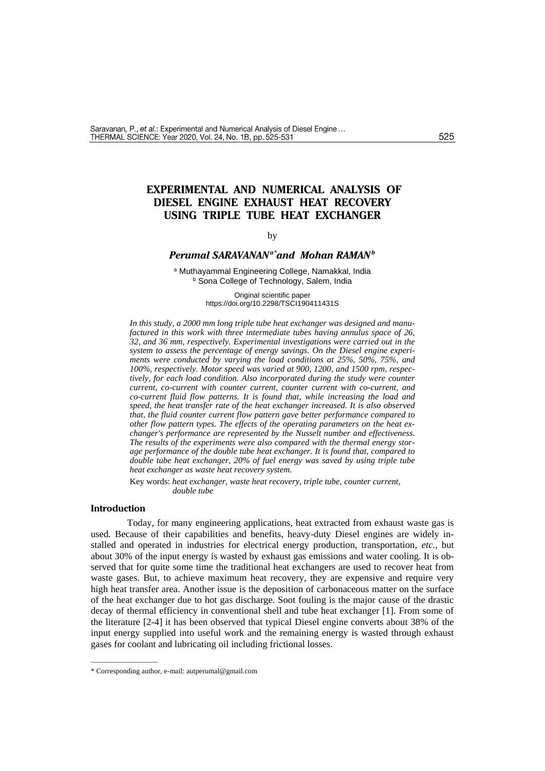# EXPERIMENTAL AND NUMERICAL ANALYSIS OF DIESEL ENGINE EXHAUST HEAT RECOVERY USING TRIPLE TUBE HEAT EXCHANGER

by

***Perumal SARAVANAN[a*] and Mohan RAMAN[b]***

[a] Muthayammal Engineering College, Namakkal, India
[b] Sona College of Technology, Salem, India

Original scientific paper
https://doi.org/10.2298/TSCI190411431S

*In this study, a 2000 mm long triple tube heat exchanger was designed and manufactured in this work with three intermediate tubes having annulus space of 26, 32, and 36 mm, respectively. Experimental investigations were carried out in the system to assess the percentage of energy savings. On the Diesel engine experiments were conducted by varying the load conditions at 25%, 50%, 75%, and 100%, respectively. Motor speed was varied at 900, 1200, and 1500 rpm, respectively, for each load condition. Also incorporated during the study were counter current, co-current with counter current, counter current with co-current, and co-current fluid flow patterns. It is found that, while increasing the load and speed, the heat transfer rate of the heat exchanger increased. It is also observed that, the fluid counter current flow pattern gave better performance compared to other flow pattern types. The effects of the operating parameters on the heat exchanger's performance are represented by the Nusselt number and effectiveness. The results of the experiments were also compared with the thermal energy storage performance of the double tube heat exchanger. It is found that, compared to double tube heat exchanger, 20% of fuel energy was saved by using triple tube heat exchanger as waste heat recovery system.*

Key words: *heat exchanger, waste heat recovery, triple tube, counter current, double tube*

## Introduction

Today, for many engineering applications, heat extracted from exhaust waste gas is used. Because of their capabilities and benefits, heavy-duty Diesel engines are widely installed and operated in industries for electrical energy production, transportation, *etc.*, but about 30% of the input energy is wasted by exhaust gas emissions and water cooling. It is observed that for quite some time the traditional heat exchangers are used to recover heat from waste gases. But, to achieve maximum heat recovery, they are expensive and require very high heat transfer area. Another issue is the deposition of carbonaceous matter on the surface of the heat exchanger due to hot gas discharge. Soot fouling is the major cause of the drastic decay of thermal efficiency in conventional shell and tube heat exchanger [1]. From some of the literature [2-4] it has been observed that typical Diesel engine converts about 38% of the input energy supplied into useful work and the remaining energy is wasted through exhaust gases for coolant and lubricating oil including frictional losses.

---

* Corresponding author, e-mail: autperumal@gmail.com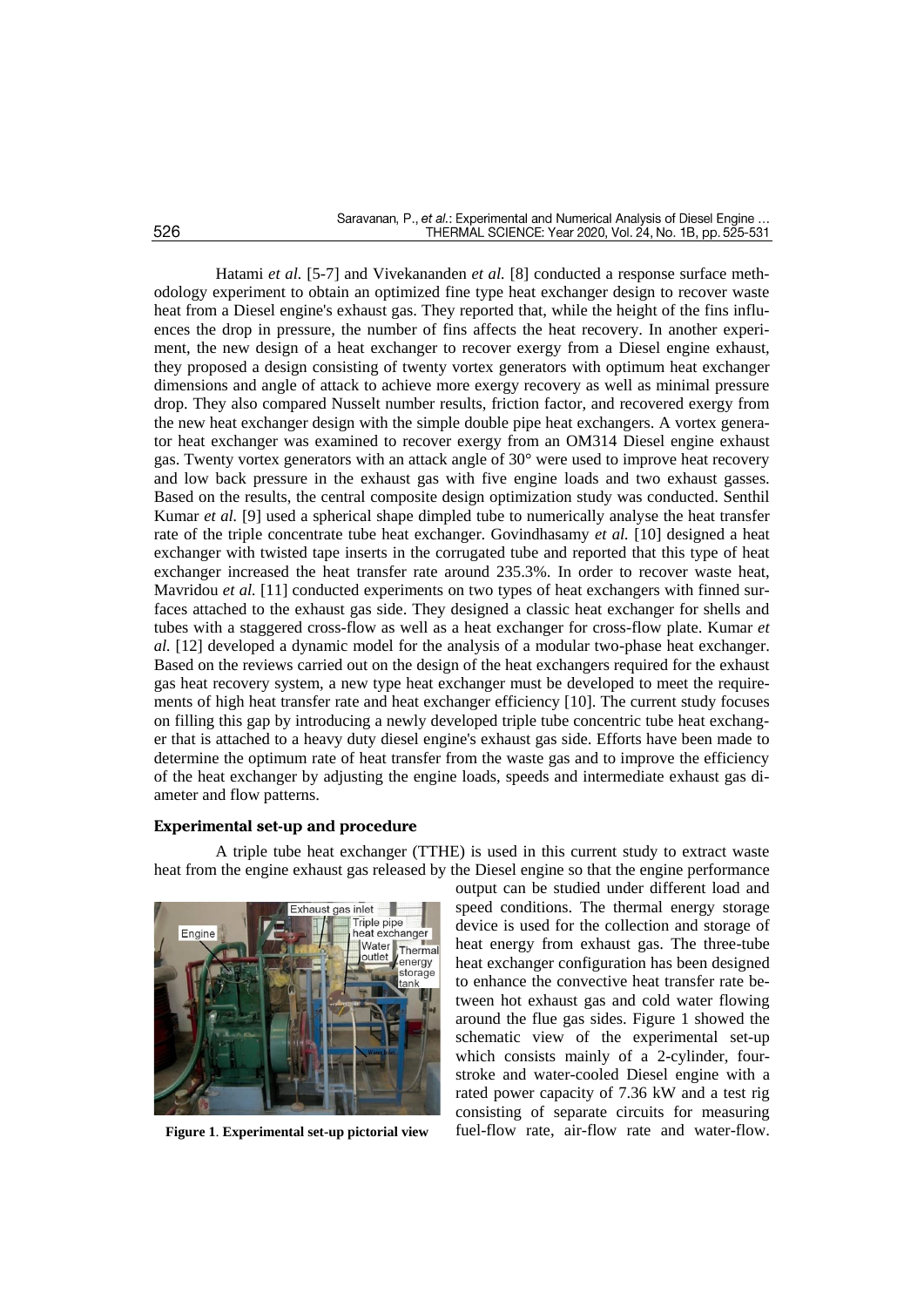Hatami *et al.* [5-7] and Vivekananden *et al.* [8] conducted a response surface methodology experiment to obtain an optimized fine type heat exchanger design to recover waste heat from a Diesel engine's exhaust gas. They reported that, while the height of the fins influences the drop in pressure, the number of fins affects the heat recovery. In another experiment, the new design of a heat exchanger to recover exergy from a Diesel engine exhaust, they proposed a design consisting of twenty vortex generators with optimum heat exchanger dimensions and angle of attack to achieve more exergy recovery as well as minimal pressure drop. They also compared Nusselt number results, friction factor, and recovered exergy from the new heat exchanger design with the simple double pipe heat exchangers. A vortex generator heat exchanger was examined to recover exergy from an OM314 Diesel engine exhaust gas. Twenty vortex generators with an attack angle of 30° were used to improve heat recovery and low back pressure in the exhaust gas with five engine loads and two exhaust gasses. Based on the results, the central composite design optimization study was conducted. Senthil Kumar *et al.* [9] used a spherical shape dimpled tube to numerically analyse the heat transfer rate of the triple concentrate tube heat exchanger. Govindhasamy *et al.* [10] designed a heat exchanger with twisted tape inserts in the corrugated tube and reported that this type of heat exchanger increased the heat transfer rate around 235.3%. In order to recover waste heat, Mavridou *et al.* [11] conducted experiments on two types of heat exchangers with finned surfaces attached to the exhaust gas side. They designed a classic heat exchanger for shells and tubes with a staggered cross-flow as well as a heat exchanger for cross-flow plate. Kumar *et al.* [12] developed a dynamic model for the analysis of a modular two-phase heat exchanger. Based on the reviews carried out on the design of the heat exchangers required for the exhaust gas heat recovery system, a new type heat exchanger must be developed to meet the requirements of high heat transfer rate and heat exchanger efficiency [10]. The current study focuses on filling this gap by introducing a newly developed triple tube concentric tube heat exchanger that is attached to a heavy duty diesel engine's exhaust gas side. Efforts have been made to determine the optimum rate of heat transfer from the waste gas and to improve the efficiency of the heat exchanger by adjusting the engine loads, speeds and intermediate exhaust gas diameter and flow patterns.

## Experimental set-up and procedure

A triple tube heat exchanger (TTHE) is used in this current study to extract waste heat from the engine exhaust gas released by the Diesel engine so that the engine performance output can be studied under different load and speed conditions. The thermal energy storage device is used for the collection and storage of heat energy from exhaust gas. The three-tube heat exchanger configuration has been designed to enhance the convective heat transfer rate between hot exhaust gas and cold water flowing around the flue gas sides. Figure 1 showed the schematic view of the experimental set-up which consists mainly of a 2-cylinder, four-stroke and water-cooled Diesel engine with a rated power capacity of 7.36 kW and a test rig consisting of separate circuits for measuring fuel-flow rate, air-flow rate and water-flow.

**Figure 1. Experimental set-up pictorial view**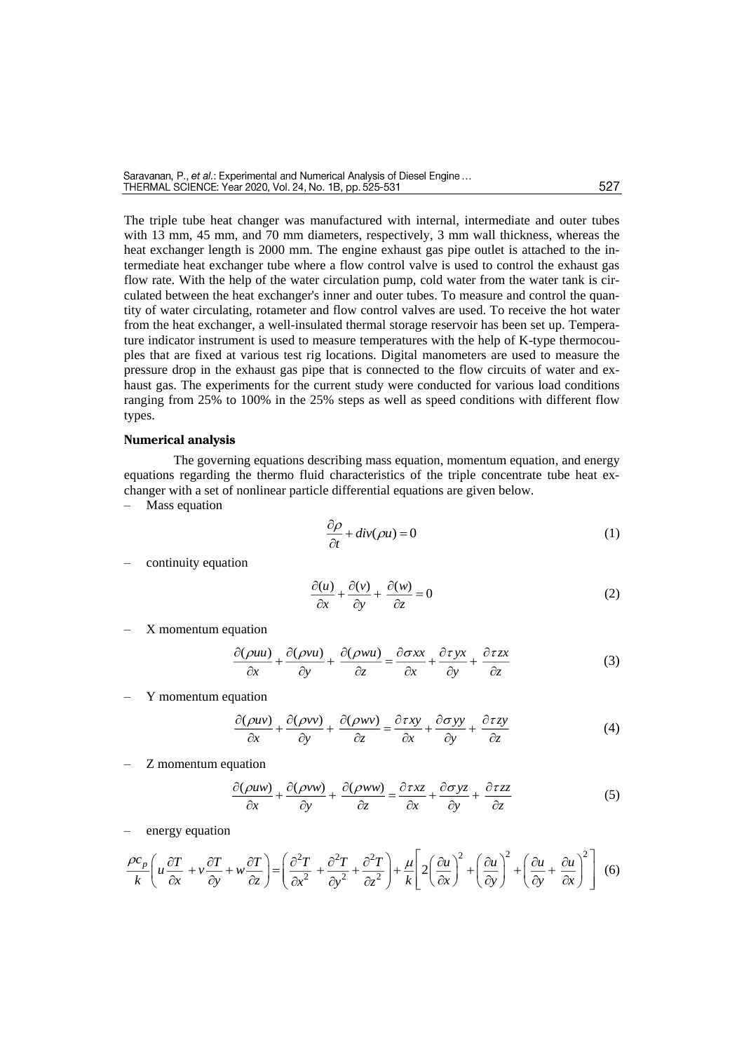The triple tube heat changer was manufactured with internal, intermediate and outer tubes with 13 mm, 45 mm, and 70 mm diameters, respectively, 3 mm wall thickness, whereas the heat exchanger length is 2000 mm. The engine exhaust gas pipe outlet is attached to the intermediate heat exchanger tube where a flow control valve is used to control the exhaust gas flow rate. With the help of the water circulation pump, cold water from the water tank is circulated between the heat exchanger's inner and outer tubes. To measure and control the quantity of water circulating, rotameter and flow control valves are used. To receive the hot water from the heat exchanger, a well-insulated thermal storage reservoir has been set up. Temperature indicator instrument is used to measure temperatures with the help of K-type thermocouples that are fixed at various test rig locations. Digital manometers are used to measure the pressure drop in the exhaust gas pipe that is connected to the flow circuits of water and exhaust gas. The experiments for the current study were conducted for various load conditions ranging from 25% to 100% in the 25% steps as well as speed conditions with different flow types.

## Numerical analysis

The governing equations describing mass equation, momentum equation, and energy equations regarding the thermo fluid characteristics of the triple concentrate tube heat exchanger with a set of nonlinear particle differential equations are given below.

– Mass equation

$$\frac{\partial \rho}{\partial t} + div(\rho u) = 0 \tag{1}$$

– continuity equation

$$\frac{\partial (u)}{\partial x} + \frac{\partial (v)}{\partial y} + \frac{\partial (w)}{\partial z} = 0 \tag{2}$$

– X momentum equation

$$\frac{\partial (\rho uu)}{\partial x} + \frac{\partial (\rho vu)}{\partial y} + \frac{\partial (\rho wu)}{\partial z} = \frac{\partial \sigma xx}{\partial x} + \frac{\partial \tau yx}{\partial y} + \frac{\partial \tau zx}{\partial z} \tag{3}$$

– Y momentum equation

$$\frac{\partial (\rho uv)}{\partial x} + \frac{\partial (\rho vv)}{\partial y} + \frac{\partial (\rho wv)}{\partial z} = \frac{\partial \tau xy}{\partial x} + \frac{\partial \sigma yy}{\partial y} + \frac{\partial \tau zy}{\partial z} \tag{4}$$

– Z momentum equation

$$\frac{\partial (\rho uw)}{\partial x} + \frac{\partial (\rho vw)}{\partial y} + \frac{\partial (\rho ww)}{\partial z} = \frac{\partial \tau xz}{\partial x} + \frac{\partial \sigma yz}{\partial y} + \frac{\partial \tau zz}{\partial z} \tag{5}$$

– energy equation

$$\frac{\rho c_p}{k}\left( u\frac{\partial T}{\partial x} + v\frac{\partial T}{\partial y} + w\frac{\partial T}{\partial z} \right) = \left( \frac{\partial^2 T}{\partial x^2} + \frac{\partial^2 T}{\partial y^2} + \frac{\partial^2 T}{\partial z^2} \right) + \frac{\mu}{k}\left[ 2\left( \frac{\partial u}{\partial x} \right)^2 + \left( \frac{\partial u}{\partial y} \right)^2 + \left( \frac{\partial u}{\partial y} + \frac{\partial u}{\partial x} \right)^2 \right] \tag{6}$$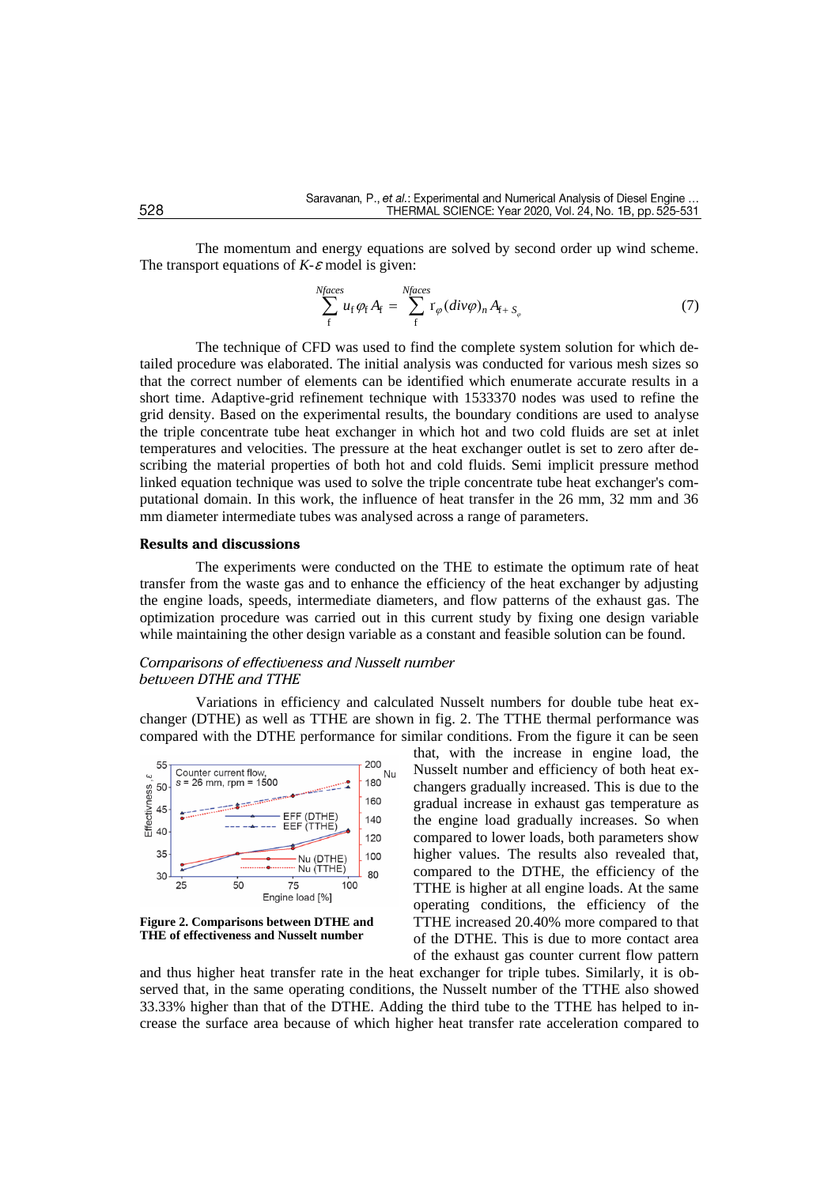The momentum and energy equations are solved by second order up wind scheme. The transport equations of $K$-$\varepsilon$ model is given:

$$\sum_{f}^{Nfaces} u_f \varphi_f A_f = \sum_{f}^{Nfaces} \Gamma_{\varphi} (div\varphi)_n A_{f+S_{\varphi}} \tag{7}$$

The technique of CFD was used to find the complete system solution for which detailed procedure was elaborated. The initial analysis was conducted for various mesh sizes so that the correct number of elements can be identified which enumerate accurate results in a short time. Adaptive-grid refinement technique with 1533370 nodes was used to refine the grid density. Based on the experimental results, the boundary conditions are used to analyse the triple concentrate tube heat exchanger in which hot and two cold fluids are set at inlet temperatures and velocities. The pressure at the heat exchanger outlet is set to zero after describing the material properties of both hot and cold fluids. Semi implicit pressure method linked equation technique was used to solve the triple concentrate tube heat exchanger's computational domain. In this work, the influence of heat transfer in the 26 mm, 32 mm and 36 mm diameter intermediate tubes was analysed across a range of parameters.

## Results and discussions

The experiments were conducted on the THE to estimate the optimum rate of heat transfer from the waste gas and to enhance the efficiency of the heat exchanger by adjusting the engine loads, speeds, intermediate diameters, and flow patterns of the exhaust gas. The optimization procedure was carried out in this current study by fixing one design variable while maintaining the other design variable as a constant and feasible solution can be found.

### *Comparisons of effectiveness and Nusselt number between DTHE and TTHE*

Variations in efficiency and calculated Nusselt numbers for double tube heat exchanger (DTHE) as well as TTHE are shown in fig. 2. The TTHE thermal performance was compared with the DTHE performance for similar conditions. From the figure it can be seen that, with the increase in engine load, the Nusselt number and efficiency of both heat exchangers gradually increased. This is due to the gradual increase in exhaust gas temperature as the engine load gradually increases. So when compared to lower loads, both parameters show higher values. The results also revealed that, compared to the DTHE, the efficiency of the TTHE is higher at all engine loads. At the same operating conditions, the efficiency of the TTHE increased 20.40% more compared to that of the DTHE. This is due to more contact area of the exhaust gas counter current flow pattern and thus higher heat transfer rate in the heat exchanger for triple tubes. Similarly, it is observed that, in the same operating conditions, the Nusselt number of the TTHE also showed 33.33% higher than that of the DTHE. Adding the third tube to the TTHE has helped to increase the surface area because of which higher heat transfer rate acceleration compared to

**Figure 2. Comparisons between DTHE and THE of effectiveness and Nusselt number**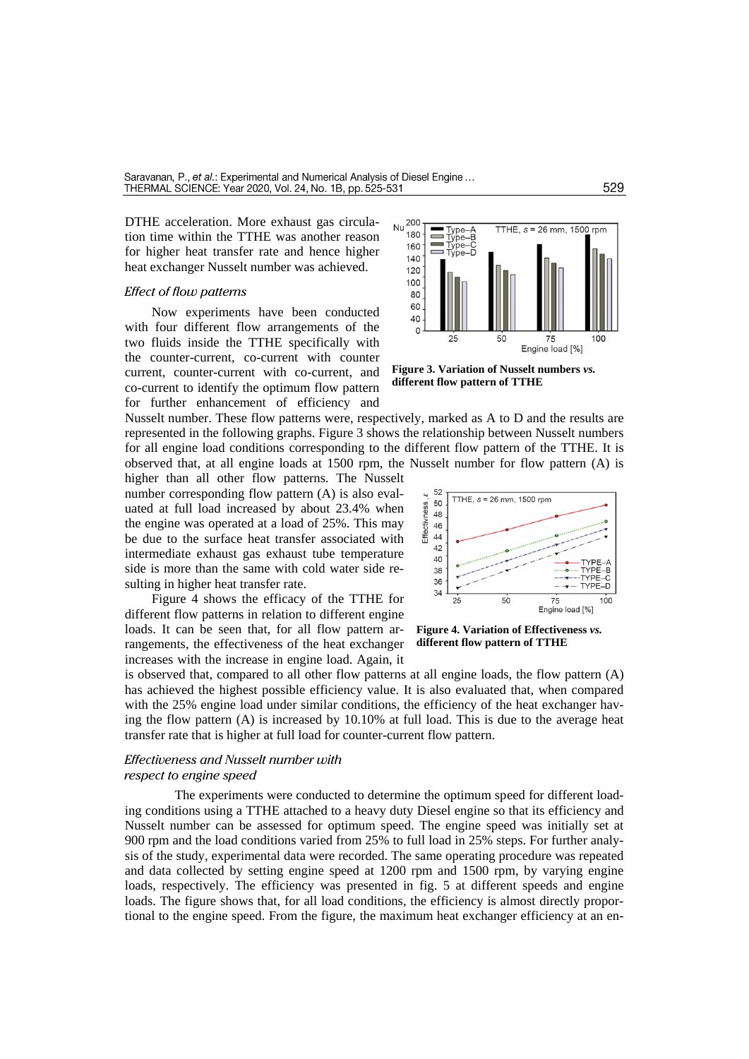DTHE acceleration. More exhaust gas circulation time within the TTHE was another reason for higher heat transfer rate and hence higher heat exchanger Nusselt number was achieved.

### *Effect of flow patterns*

Now experiments have been conducted with four different flow arrangements of the two fluids inside the TTHE specifically with the counter-current, co-current with counter current, counter-current with co-current, and co-current to identify the optimum flow pattern for further enhancement of efficiency and Nusselt number. These flow patterns were, respectively, marked as A to D and the results are represented in the following graphs. Figure 3 shows the relationship between Nusselt numbers for all engine load conditions corresponding to the different flow pattern of the TTHE. It is observed that, at all engine loads at 1500 rpm, the Nusselt number for flow pattern (A) is higher than all other flow patterns. The Nusselt number corresponding flow pattern (A) is also evaluated at full load increased by about 23.4% when the engine was operated at a load of 25%. This may be due to the surface heat transfer associated with intermediate exhaust gas exhaust tube temperature side is more than the same with cold water side resulting in higher heat transfer rate.

**Figure 3. Variation of Nusselt numbers *vs.* different flow pattern of TTHE**

Figure 4 shows the efficacy of the TTHE for different flow patterns in relation to different engine loads. It can be seen that, for all flow pattern arrangements, the effectiveness of the heat exchanger increases with the increase in engine load. Again, it is observed that, compared to all other flow patterns at all engine loads, the flow pattern (A) has achieved the highest possible efficiency value. It is also evaluated that, when compared with the 25% engine load under similar conditions, the efficiency of the heat exchanger having the flow pattern (A) is increased by 10.10% at full load. This is due to the average heat transfer rate that is higher at full load for counter-current flow pattern.

**Figure 4. Variation of Effectiveness *vs.* different flow pattern of TTHE**

### *Effectiveness and Nusselt number with respect to engine speed*

The experiments were conducted to determine the optimum speed for different loading conditions using a TTHE attached to a heavy duty Diesel engine so that its efficiency and Nusselt number can be assessed for optimum speed. The engine speed was initially set at 900 rpm and the load conditions varied from 25% to full load in 25% steps. For further analysis of the study, experimental data were recorded. The same operating procedure was repeated and data collected by setting engine speed at 1200 rpm and 1500 rpm, by varying engine loads, respectively. The efficiency was presented in fig. 5 at different speeds and engine loads. The figure shows that, for all load conditions, the efficiency is almost directly proportional to the engine speed. From the figure, the maximum heat exchanger efficiency at an en-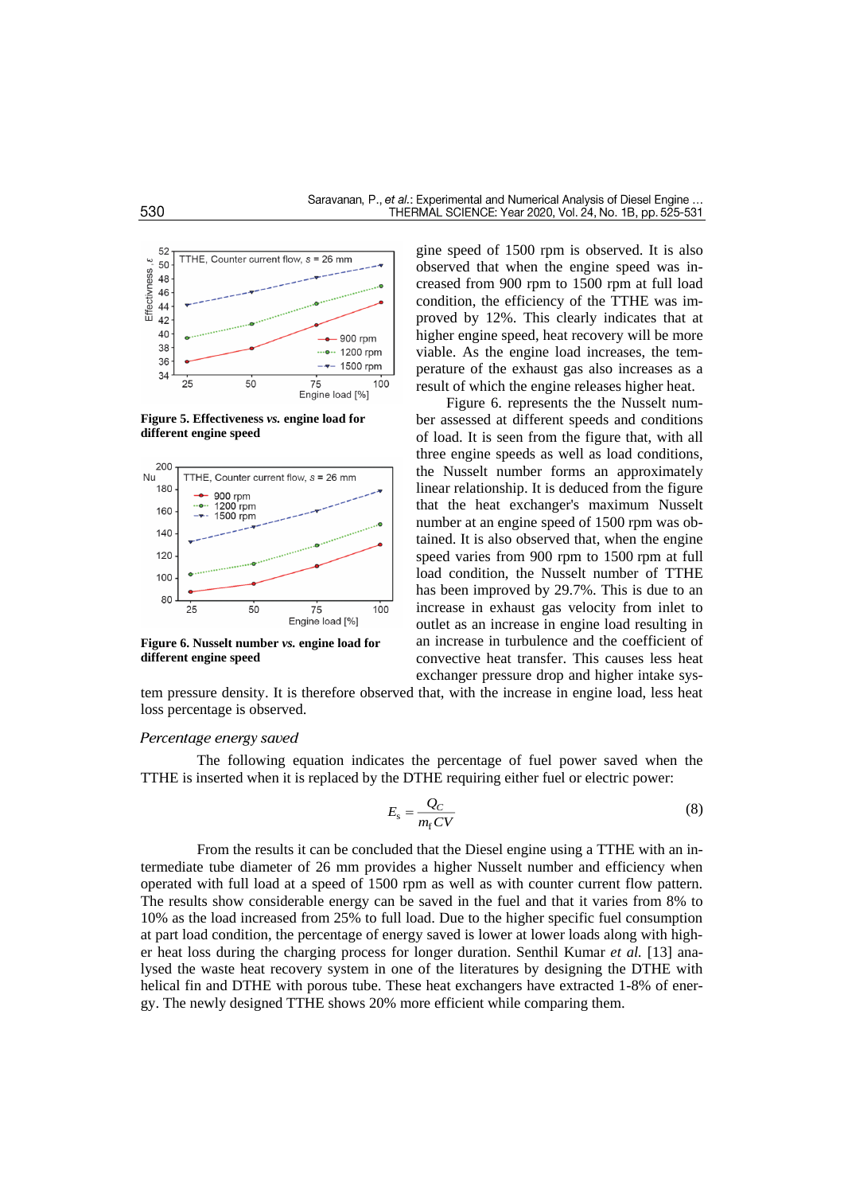Figure 5. Effectiveness *vs.* engine load for different engine speed

Figure 6. Nusselt number *vs.* engine load for different engine speed

gine speed of 1500 rpm is observed. It is also observed that when the engine speed was increased from 900 rpm to 1500 rpm at full load condition, the efficiency of the TTHE was improved by 12%. This clearly indicates that at higher engine speed, heat recovery will be more viable. As the engine load increases, the temperature of the exhaust gas also increases as a result of which the engine releases higher heat.

Figure 6. represents the the Nusselt number assessed at different speeds and conditions of load. It is seen from the figure that, with all three engine speeds as well as load conditions, the Nusselt number forms an approximately linear relationship. It is deduced from the figure that the heat exchanger's maximum Nusselt number at an engine speed of 1500 rpm was obtained. It is also observed that, when the engine speed varies from 900 rpm to 1500 rpm at full load condition, the Nusselt number of TTHE has been improved by 29.7%. This is due to an increase in exhaust gas velocity from inlet to outlet as an increase in engine load resulting in an increase in turbulence and the coefficient of convective heat transfer. This causes less heat exchanger pressure drop and higher intake system pressure density. It is therefore observed that, with the increase in engine load, less heat loss percentage is observed.

*Percentage energy saved*

The following equation indicates the percentage of fuel power saved when the TTHE is inserted when it is replaced by the DTHE requiring either fuel or electric power:

$$E_s = \frac{Q_C}{m_f CV} \tag{8}$$

From the results it can be concluded that the Diesel engine using a TTHE with an intermediate tube diameter of 26 mm provides a higher Nusselt number and efficiency when operated with full load at a speed of 1500 rpm as well as with counter current flow pattern. The results show considerable energy can be saved in the fuel and that it varies from 8% to 10% as the load increased from 25% to full load. Due to the higher specific fuel consumption at part load condition, the percentage of energy saved is lower at lower loads along with higher heat loss during the charging process for longer duration. Senthil Kumar *et al.* [13] analysed the waste heat recovery system in one of the literatures by designing the DTHE with helical fin and DTHE with porous tube. These heat exchangers have extracted 1-8% of energy. The newly designed TTHE shows 20% more efficient while comparing them.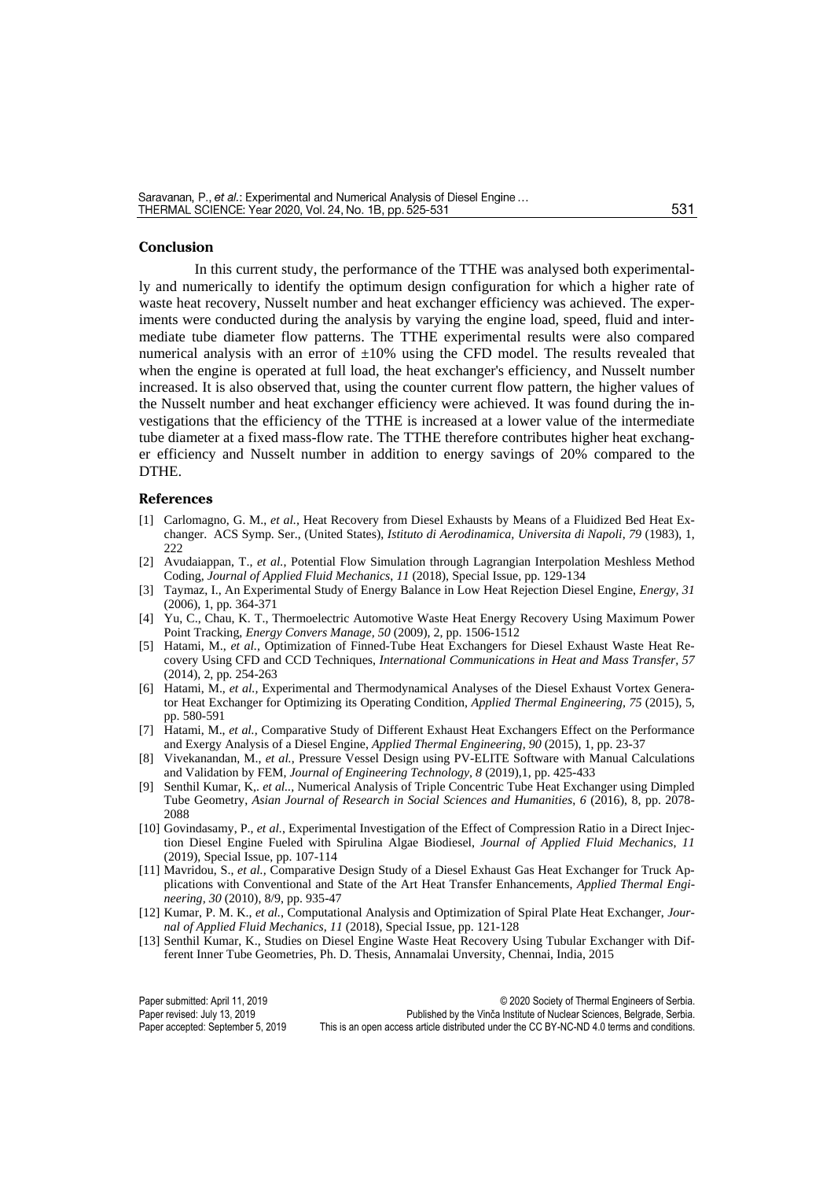## Conclusion

In this current study, the performance of the TTHE was analysed both experimentally and numerically to identify the optimum design configuration for which a higher rate of waste heat recovery, Nusselt number and heat exchanger efficiency was achieved. The experiments were conducted during the analysis by varying the engine load, speed, fluid and intermediate tube diameter flow patterns. The TTHE experimental results were also compared numerical analysis with an error of $\pm 10\%$ using the CFD model. The results revealed that when the engine is operated at full load, the heat exchanger's efficiency, and Nusselt number increased. It is also observed that, using the counter current flow pattern, the higher values of the Nusselt number and heat exchanger efficiency were achieved. It was found during the investigations that the efficiency of the TTHE is increased at a lower value of the intermediate tube diameter at a fixed mass-flow rate. The TTHE therefore contributes higher heat exchanger efficiency and Nusselt number in addition to energy savings of 20% compared to the DTHE.

## References

- [1] Carlomagno, G. M., *et al.*, Heat Recovery from Diesel Exhausts by Means of a Fluidized Bed Heat Exchanger. ACS Symp. Ser., (United States), *Istituto di Aerodinamica, Universita di Napoli, 79* (1983), 1, 222
- [2] Avudaiappan, T., *et al.*, Potential Flow Simulation through Lagrangian Interpolation Meshless Method Coding, *Journal of Applied Fluid Mechanics, 11* (2018), Special Issue, pp. 129-134
- [3] Taymaz, I., An Experimental Study of Energy Balance in Low Heat Rejection Diesel Engine, *Energy, 31* (2006), 1, pp. 364-371
- [4] Yu, C., Chau, K. T., Thermoelectric Automotive Waste Heat Energy Recovery Using Maximum Power Point Tracking, *Energy Convers Manage, 50* (2009), 2, pp. 1506-1512
- [5] Hatami, M., *et al.*, Optimization of Finned-Tube Heat Exchangers for Diesel Exhaust Waste Heat Recovery Using CFD and CCD Techniques, *International Communications in Heat and Mass Transfer, 57* (2014), 2, pp. 254-263
- [6] Hatami, M., *et al.*, Experimental and Thermodynamical Analyses of the Diesel Exhaust Vortex Generator Heat Exchanger for Optimizing its Operating Condition, *Applied Thermal Engineering, 75* (2015), 5, pp. 580-591
- [7] Hatami, M., *et al.*, Comparative Study of Different Exhaust Heat Exchangers Effect on the Performance and Exergy Analysis of a Diesel Engine, *Applied Thermal Engineering, 90* (2015), 1, pp. 23-37
- [8] Vivekanandan, M., *et al.*, Pressure Vessel Design using PV-ELITE Software with Manual Calculations and Validation by FEM, *Journal of Engineering Technology, 8* (2019),1, pp. 425-433
- [9] Senthil Kumar, K,. *et al.*, Numerical Analysis of Triple Concentric Tube Heat Exchanger using Dimpled Tube Geometry, *Asian Journal of Research in Social Sciences and Humanities, 6* (2016), 8, pp. 2078-2088
- [10] Govindasamy, P., *et al.*, Experimental Investigation of the Effect of Compression Ratio in a Direct Injection Diesel Engine Fueled with Spirulina Algae Biodiesel, *Journal of Applied Fluid Mechanics, 11* (2019), Special Issue, pp. 107-114
- [11] Mavridou, S., *et al.*, Comparative Design Study of a Diesel Exhaust Gas Heat Exchanger for Truck Applications with Conventional and State of the Art Heat Transfer Enhancements, *Applied Thermal Engineering, 30* (2010), 8/9, pp. 935-47
- [12] Kumar, P. M. K., *et al.*, Computational Analysis and Optimization of Spiral Plate Heat Exchanger, *Journal of Applied Fluid Mechanics, 11* (2018), Special Issue, pp. 121-128
- [13] Senthil Kumar, K., Studies on Diesel Engine Waste Heat Recovery Using Tubular Exchanger with Different Inner Tube Geometries, Ph. D. Thesis, Annamalai Unversity, Chennai, India, 2015

Paper submitted: April 11, 2019
Paper revised: July 13, 2019
Paper accepted: September 5, 2019

© 2020 Society of Thermal Engineers of Serbia.
Published by the Vinča Institute of Nuclear Sciences, Belgrade, Serbia.
This is an open access article distributed under the CC BY-NC-ND 4.0 terms and conditions.